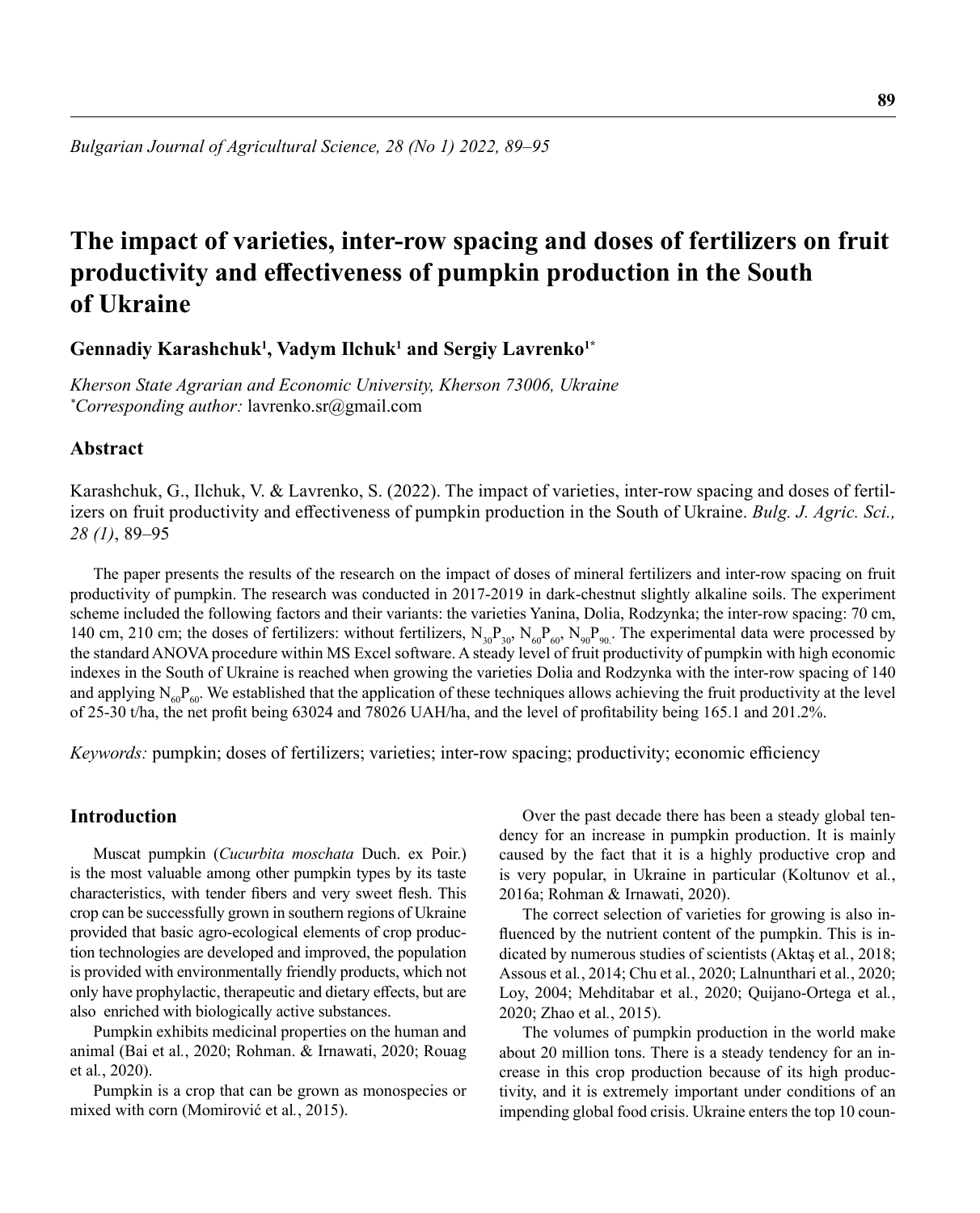# The impact of varieties, inter-row spacing and doses of fertilizers on fruit productivity and effectiveness of pumpkin production in the South of Ukraine

**Gennadiy Karashchuk[1], Vadym Ilchuk[1] and Sergiy Lavrenko[1*]**

*Kherson State Agrarian and Economic University, Kherson 73006, Ukraine*
[*]*Corresponding author:* lavrenko.sr@gmail.com

## Abstract

Karashchuk, G., Ilchuk, V. & Lavrenko, S. (2022). The impact of varieties, inter-row spacing and doses of fertilizers on fruit productivity and effectiveness of pumpkin production in the South of Ukraine. *Bulg. J. Agric. Sci., 28 (1)*, 89–95

The paper presents the results of the research on the impact of doses of mineral fertilizers and inter-row spacing on fruit productivity of pumpkin. The research was conducted in 2017-2019 in dark-chestnut slightly alkaline soils. The experiment scheme included the following factors and their variants: the varieties Yanina, Dolia, Rodzynka; the inter-row spacing: 70 cm, 140 cm, 210 cm; the doses of fertilizers: without fertilizers, $N_{30}P_{30}$, $N_{60}P_{60}$, $N_{90}P_{90}$. The experimental data were processed by the standard ANOVA procedure within MS Excel software. A steady level of fruit productivity of pumpkin with high economic indexes in the South of Ukraine is reached when growing the varieties Dolia and Rodzynka with the inter-row spacing of 140 and applying $N_{60}P_{60}$. We established that the application of these techniques allows achieving the fruit productivity at the level of 25-30 t/ha, the net profit being 63024 and 78026 UAH/ha, and the level of profitability being 165.1 and 201.2%.

*Keywords:* pumpkin; doses of fertilizers; varieties; inter-row spacing; productivity; economic efficiency

## Introduction

Muscat pumpkin (*Cucurbita moschata* Duch. ex Poir.) is the most valuable among other pumpkin types by its taste characteristics, with tender fibers and very sweet flesh. This crop can be successfully grown in southern regions of Ukraine provided that basic agro-ecological elements of crop production technologies are developed and improved, the population is provided with environmentally friendly products, which not only have prophylactic, therapeutic and dietary effects, but are also enriched with biologically active substances.

Pumpkin exhibits medicinal properties on the human and animal (Bai et al., 2020; Rohman. & Irnawati, 2020; Rouag et al., 2020).

Pumpkin is a crop that can be grown as monospecies or mixed with corn (Momirović et al., 2015).

Over the past decade there has been a steady global tendency for an increase in pumpkin production. It is mainly caused by the fact that it is a highly productive crop and is very popular, in Ukraine in particular (Koltunov et al., 2016a; Rohman & Irnawati, 2020).

The correct selection of varieties for growing is also influenced by the nutrient content of the pumpkin. This is indicated by numerous studies of scientists (Aktaş et al., 2018; Assous et al., 2014; Chu et al., 2020; Lalnunthari et al., 2020; Loy, 2004; Mehditabar et al., 2020; Quijano-Ortega et al., 2020; Zhao et al., 2015).

The volumes of pumpkin production in the world make about 20 million tons. There is a steady tendency for an increase in this crop production because of its high productivity, and it is extremely important under conditions of an impending global food crisis. Ukraine enters the top 10 coun-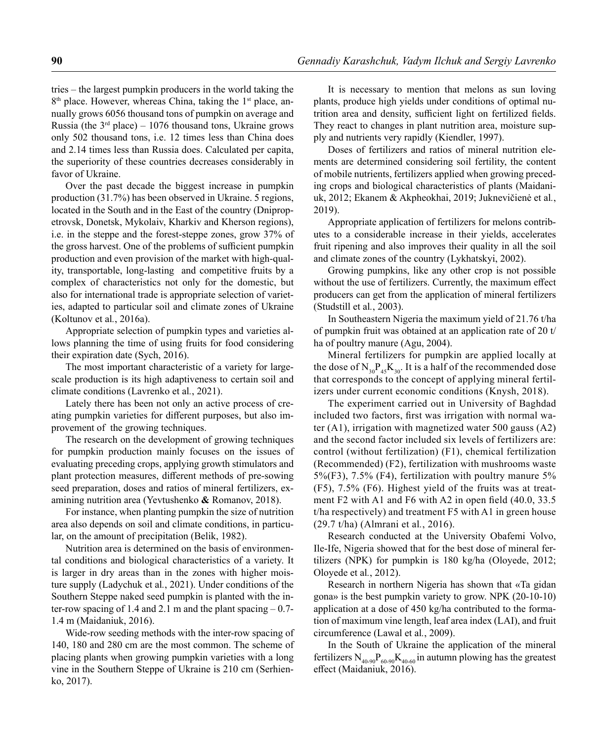tries – the largest pumpkin producers in the world taking the 8th place. However, whereas China, taking the 1st place, annually grows 6056 thousand tons of pumpkin on average and Russia (the 3rd place) – 1076 thousand tons, Ukraine grows only 502 thousand tons, i.e. 12 times less than China does and 2.14 times less than Russia does. Calculated per capita, the superiority of these countries decreases considerably in favor of Ukraine.

Over the past decade the biggest increase in pumpkin production (31.7%) has been observed in Ukraine. 5 regions, located in the South and in the East of the country (Dnipropetrovsk, Donetsk, Mykolaiv, Kharkiv and Kherson regions), i.e. in the steppe and the forest-steppe zones, grow 37% of the gross harvest. One of the problems of sufficient pumpkin production and even provision of the market with high-quality, transportable, long-lasting and competitive fruits by a complex of characteristics not only for the domestic, but also for international trade is appropriate selection of varieties, adapted to particular soil and climate zones of Ukraine (Koltunov et al*.*, 2016a).

Appropriate selection of pumpkin types and varieties allows planning the time of using fruits for food considering their expiration date (Sych, 2016).

The most important characteristic of a variety for large-scale production is its high adaptiveness to certain soil and climate conditions (Lavrenko et al*.*, 2021).

Lately there has been not only an active process of creating pumpkin varieties for different purposes, but also improvement of the growing techniques.

The research on the development of growing techniques for pumpkin production mainly focuses on the issues of evaluating preceding crops, applying growth stimulators and plant protection measures, different methods of pre-sowing seed preparation, doses and ratios of mineral fertilizers, examining nutrition area (Yevtushenko **&** Romanov, 2018).

For instance, when planting pumpkin the size of nutrition area also depends on soil and climate conditions, in particular, on the amount of precipitation (Belik, 1982).

Nutrition area is determined on the basis of environmental conditions and biological characteristics of a variety. It is larger in dry areas than in the zones with higher moisture supply (Ladychuk et al*.*, 2021). Under conditions of the Southern Steppe naked seed pumpkin is planted with the inter-row spacing of 1.4 and 2.1 m and the plant spacing – 0.7-1.4 m (Maidaniuk, 2016).

Wide-row seeding methods with the inter-row spacing of 140, 180 and 280 cm are the most common. The scheme of placing plants when growing pumpkin varieties with a long vine in the Southern Steppe of Ukraine is 210 cm (Serhienko, 2017).

It is necessary to mention that melons as sun loving plants, produce high yields under conditions of optimal nutrition area and density, sufficient light on fertilized fields. They react to changes in plant nutrition area, moisture supply and nutrients very rapidly (Kiendler, 1997).

Doses of fertilizers and ratios of mineral nutrition elements are determined considering soil fertility, the content of mobile nutrients, fertilizers applied when growing preceding crops and biological characteristics of plants (Maidaniuk, 2012; Ekanem & Akpheokhai, 2019; Juknevičienė et al*.*, 2019).

Appropriate application of fertilizers for melons contributes to a considerable increase in their yields, accelerates fruit ripening and also improves their quality in all the soil and climate zones of the country (Lykhatskyi, 2002).

Growing pumpkins, like any other crop is not possible without the use of fertilizers. Currently, the maximum effect producers can get from the application of mineral fertilizers (Studstill et al*.*, 2003).

In Southeastern Nigeria the maximum yield of 21.76 t/ha of pumpkin fruit was obtained at an application rate of 20 t/ha of poultry manure (Agu, 2004).

Mineral fertilizers for pumpkin are applied locally at the dose of $N_{30}P_{45}K_{30}$. It is a half of the recommended dose that corresponds to the concept of applying mineral fertilizers under current economic conditions (Knysh, 2018).

The experiment carried out in University of Baghdad included two factors, first was irrigation with normal water (A1), irrigation with magnetized water 500 gauss (A2) and the second factor included six levels of fertilizers are: control (without fertilization) (F1), chemical fertilization (Recommended) (F2), fertilization with mushrooms waste 5%(F3), 7.5% (F4), fertilization with poultry manure 5% (F5), 7.5% (F6). Highest yield of the fruits was at treatment F2 with A1 and F6 with A2 in open field (40.0, 33.5 t/ha respectively) and treatment F5 with A1 in green house (29.7 t/ha) (Almrani et al*.*, 2016).

Research conducted at the University Obafemi Volvo, Ile-Ife, Nigeria showed that for the best dose of mineral fertilizers (NPK) for pumpkin is 180 kg/ha (Oloyede, 2012; Oloyede et al*.*, 2012).

Research in northern Nigeria has shown that «Ta gidan gona» is the best pumpkin variety to grow. NPK (20-10-10) application at a dose of 450 kg/ha contributed to the formation of maximum vine length, leaf area index (LAI), and fruit circumference (Lawal et al*.*, 2009).

In the South of Ukraine the application of the mineral fertilizers $N_{40\text{-}90}P_{60\text{-}90}K_{40\text{-}60}$ in autumn plowing has the greatest effect (Maidaniuk, 2016).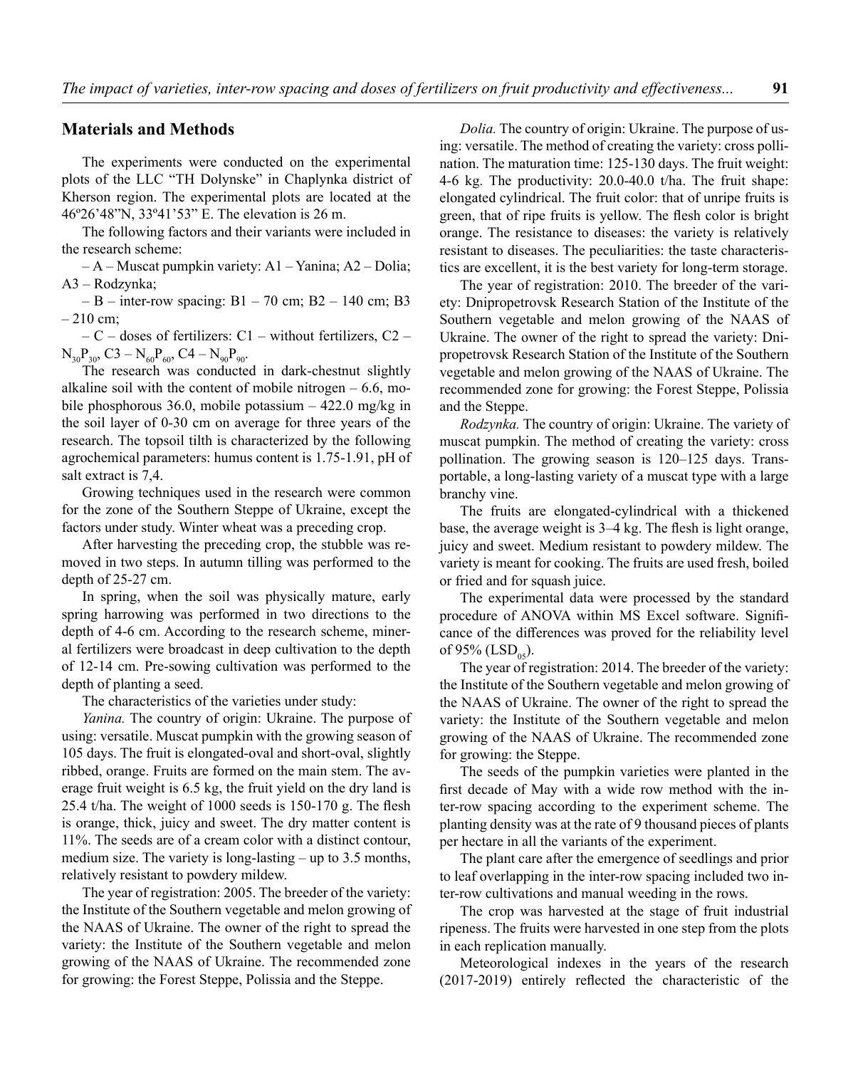## Materials and Methods

The experiments were conducted on the experimental plots of the LLC "TH Dolynske" in Chaplynka district of Kherson region. The experimental plots are located at the 46º26'48"N, 33º41'53" E. The elevation is 26 m.

The following factors and their variants were included in the research scheme:

– A – Muscat pumpkin variety: A1 – Yanina; A2 – Dolia; A3 – Rodzynka;

– B – inter-row spacing: B1 – 70 cm; B2 – 140 cm; B3 – 210 cm;

– C – doses of fertilizers: C1 – without fertilizers, C2 – $N_{30}P_{30}$, C3 – $N_{60}P_{60}$, C4 – $N_{90}P_{90}$.

The research was conducted in dark-chestnut slightly alkaline soil with the content of mobile nitrogen – 6.6, mobile phosphorous 36.0, mobile potassium – 422.0 mg/kg in the soil layer of 0-30 cm on average for three years of the research. The topsoil tilth is characterized by the following agrochemical parameters: humus content is 1.75-1.91, pH of salt extract is 7,4.

Growing techniques used in the research were common for the zone of the Southern Steppe of Ukraine, except the factors under study. Winter wheat was a preceding crop.

After harvesting the preceding crop, the stubble was removed in two steps. In autumn tilling was performed to the depth of 25-27 cm.

In spring, when the soil was physically mature, early spring harrowing was performed in two directions to the depth of 4-6 cm. According to the research scheme, mineral fertilizers were broadcast in deep cultivation to the depth of 12-14 cm. Pre-sowing cultivation was performed to the depth of planting a seed.

The characteristics of the varieties under study:

*Yanina.* The country of origin: Ukraine. The purpose of using: versatile. Muscat pumpkin with the growing season of 105 days. The fruit is elongated-oval and short-oval, slightly ribbed, orange. Fruits are formed on the main stem. The average fruit weight is 6.5 kg, the fruit yield on the dry land is 25.4 t/ha. The weight of 1000 seeds is 150-170 g. The flesh is orange, thick, juicy and sweet. The dry matter content is 11%. The seeds are of a cream color with a distinct contour, medium size. The variety is long-lasting – up to 3.5 months, relatively resistant to powdery mildew.

The year of registration: 2005. The breeder of the variety: the Institute of the Southern vegetable and melon growing of the NAAS of Ukraine. The owner of the right to spread the variety: the Institute of the Southern vegetable and melon growing of the NAAS of Ukraine. The recommended zone for growing: the Forest Steppe, Polissia and the Steppe.

*Dolia.* The country of origin: Ukraine. The purpose of using: versatile. The method of creating the variety: cross pollination. The maturation time: 125-130 days. The fruit weight: 4-6 kg. The productivity: 20.0-40.0 t/ha. The fruit shape: elongated cylindrical. The fruit color: that of unripe fruits is green, that of ripe fruits is yellow. The flesh color is bright orange. The resistance to diseases: the variety is relatively resistant to diseases. The peculiarities: the taste characteristics are excellent, it is the best variety for long-term storage.

The year of registration: 2010. The breeder of the variety: Dnipropetrovsk Research Station of the Institute of the Southern vegetable and melon growing of the NAAS of Ukraine. The owner of the right to spread the variety: Dnipropetrovsk Research Station of the Institute of the Southern vegetable and melon growing of the NAAS of Ukraine. The recommended zone for growing: the Forest Steppe, Polissia and the Steppe.

*Rodzynka.* The country of origin: Ukraine. The variety of muscat pumpkin. The method of creating the variety: cross pollination. The growing season is 120–125 days. Transportable, a long-lasting variety of a muscat type with a large branchy vine.

The fruits are elongated-cylindrical with a thickened base, the average weight is 3–4 kg. The flesh is light orange, juicy and sweet. Medium resistant to powdery mildew. The variety is meant for cooking. The fruits are used fresh, boiled or fried and for squash juice.

The experimental data were processed by the standard procedure of ANOVA within MS Excel software. Significance of the differences was proved for the reliability level of 95% ($LSD_{05}$).

The year of registration: 2014. The breeder of the variety: the Institute of the Southern vegetable and melon growing of the NAAS of Ukraine. The owner of the right to spread the variety: the Institute of the Southern vegetable and melon growing of the NAAS of Ukraine. The recommended zone for growing: the Steppe.

The seeds of the pumpkin varieties were planted in the first decade of May with a wide row method with the inter-row spacing according to the experiment scheme. The planting density was at the rate of 9 thousand pieces of plants per hectare in all the variants of the experiment.

The plant care after the emergence of seedlings and prior to leaf overlapping in the inter-row spacing included two inter-row cultivations and manual weeding in the rows.

The crop was harvested at the stage of fruit industrial ripeness. The fruits were harvested in one step from the plots in each replication manually.

Meteorological indexes in the years of the research (2017-2019) entirely reflected the characteristic of the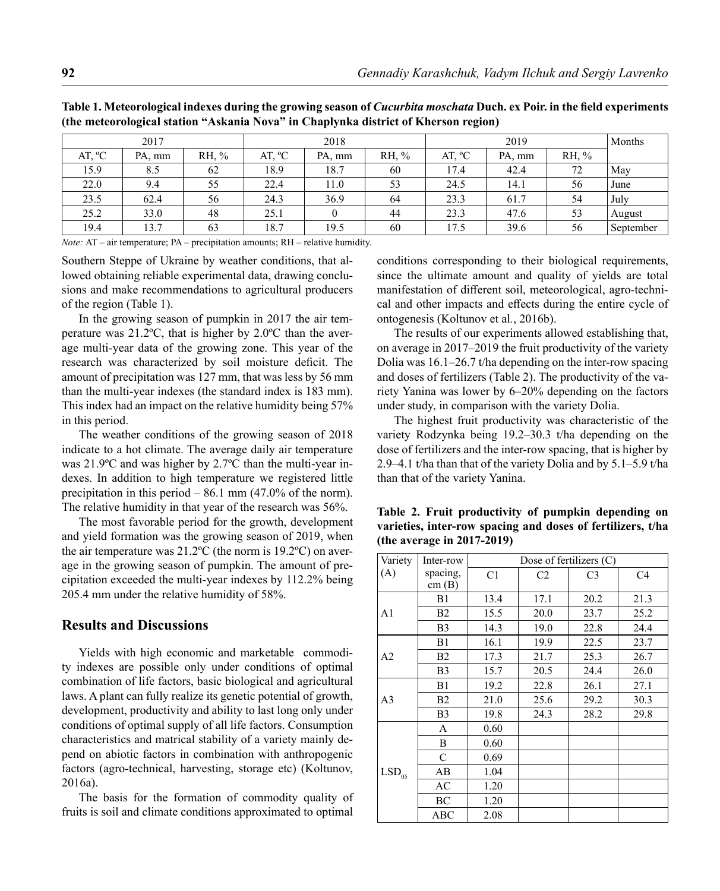**Table 1. Meteorological indexes during the growing season of *Cucurbita moschata* Duch. ex Poir. in the field experiments (the meteorological station "Askania Nova" in Chaplynka district of Kherson region)**

| 2017 | | | 2018 | | | 2019 | | | Months |
|---|---|---|---|---|---|---|---|---|---|
| AT, ºC | PA, mm | RH, % | AT, ºC | PA, mm | RH, % | AT, ºC | PA, mm | RH, % | |
| 15.9 | 8.5 | 62 | 18.9 | 18.7 | 60 | 17.4 | 42.4 | 72 | May |
| 22.0 | 9.4 | 55 | 22.4 | 11.0 | 53 | 24.5 | 14.1 | 56 | June |
| 23.5 | 62.4 | 56 | 24.3 | 36.9 | 64 | 23.3 | 61.7 | 54 | July |
| 25.2 | 33.0 | 48 | 25.1 | 0 | 44 | 23.3 | 47.6 | 53 | August |
| 19.4 | 13.7 | 63 | 18.7 | 19.5 | 60 | 17.5 | 39.6 | 56 | September |

*Note:* AT – air temperature; PA – precipitation amounts; RH – relative humidity.

Southern Steppe of Ukraine by weather conditions, that allowed obtaining reliable experimental data, drawing conclusions and make recommendations to agricultural producers of the region (Table 1).

In the growing season of pumpkin in 2017 the air temperature was 21.2ºC, that is higher by 2.0ºC than the average multi-year data of the growing zone. This year of the research was characterized by soil moisture deficit. The amount of precipitation was 127 mm, that was less by 56 mm than the multi-year indexes (the standard index is 183 mm). This index had an impact on the relative humidity being 57% in this period.

The weather conditions of the growing season of 2018 indicate to a hot climate. The average daily air temperature was 21.9ºC and was higher by 2.7ºC than the multi-year indexes. In addition to high temperature we registered little precipitation in this period – 86.1 mm (47.0% of the norm). The relative humidity in that year of the research was 56%.

The most favorable period for the growth, development and yield formation was the growing season of 2019, when the air temperature was 21.2ºC (the norm is 19.2ºC) on average in the growing season of pumpkin. The amount of precipitation exceeded the multi-year indexes by 112.2% being 205.4 mm under the relative humidity of 58%.

## Results and Discussions

Yields with high economic and marketable commodity indexes are possible only under conditions of optimal combination of life factors, basic biological and agricultural laws. A plant can fully realize its genetic potential of growth, development, productivity and ability to last long only under conditions of optimal supply of all life factors. Consumption characteristics and matrical stability of a variety mainly depend on abiotic factors in combination with anthropogenic factors (agro-technical, harvesting, storage etc) (Koltunov, 2016a).

The basis for the formation of commodity quality of fruits is soil and climate conditions approximated to optimal conditions corresponding to their biological requirements, since the ultimate amount and quality of yields are total manifestation of different soil, meteorological, agro-technical and other impacts and effects during the entire cycle of ontogenesis (Koltunov et al., 2016b).

The results of our experiments allowed establishing that, on average in 2017–2019 the fruit productivity of the variety Dolia was 16.1–26.7 t/ha depending on the inter-row spacing and doses of fertilizers (Table 2). The productivity of the variety Yanina was lower by 6–20% depending on the factors under study, in comparison with the variety Dolia.

The highest fruit productivity was characteristic of the variety Rodzynka being 19.2–30.3 t/ha depending on the dose of fertilizers and the inter-row spacing, that is higher by 2.9–4.1 t/ha than that of the variety Dolia and by 5.1–5.9 t/ha than that of the variety Yanina.

**Table 2. Fruit productivity of pumpkin depending on varieties, inter-row spacing and doses of fertilizers, t/ha (the average in 2017-2019)**

| Variety (A) | Inter-row spacing, cm (B) | Dose of fertilizers (C) | | | |
|---|---|---|---|---|---|
| | | C1 | C2 | C3 | C4 |
| A1 | B1 | 13.4 | 17.1 | 20.2 | 21.3 |
| | B2 | 15.5 | 20.0 | 23.7 | 25.2 |
| | B3 | 14.3 | 19.0 | 22.8 | 24.4 |
| A2 | B1 | 16.1 | 19.9 | 22.5 | 23.7 |
| | B2 | 17.3 | 21.7 | 25.3 | 26.7 |
| | B3 | 15.7 | 20.5 | 24.4 | 26.0 |
| A3 | B1 | 19.2 | 22.8 | 26.1 | 27.1 |
| | B2 | 21.0 | 25.6 | 29.2 | 30.3 |
| | B3 | 19.8 | 24.3 | 28.2 | 29.8 |
| $LSD_{05}$ | A | 0.60 | | | |
| | B | 0.60 | | | |
| | C | 0.69 | | | |
| | AB | 1.04 | | | |
| | AC | 1.20 | | | |
| | BC | 1.20 | | | |
| | ABC | 2.08 | | | |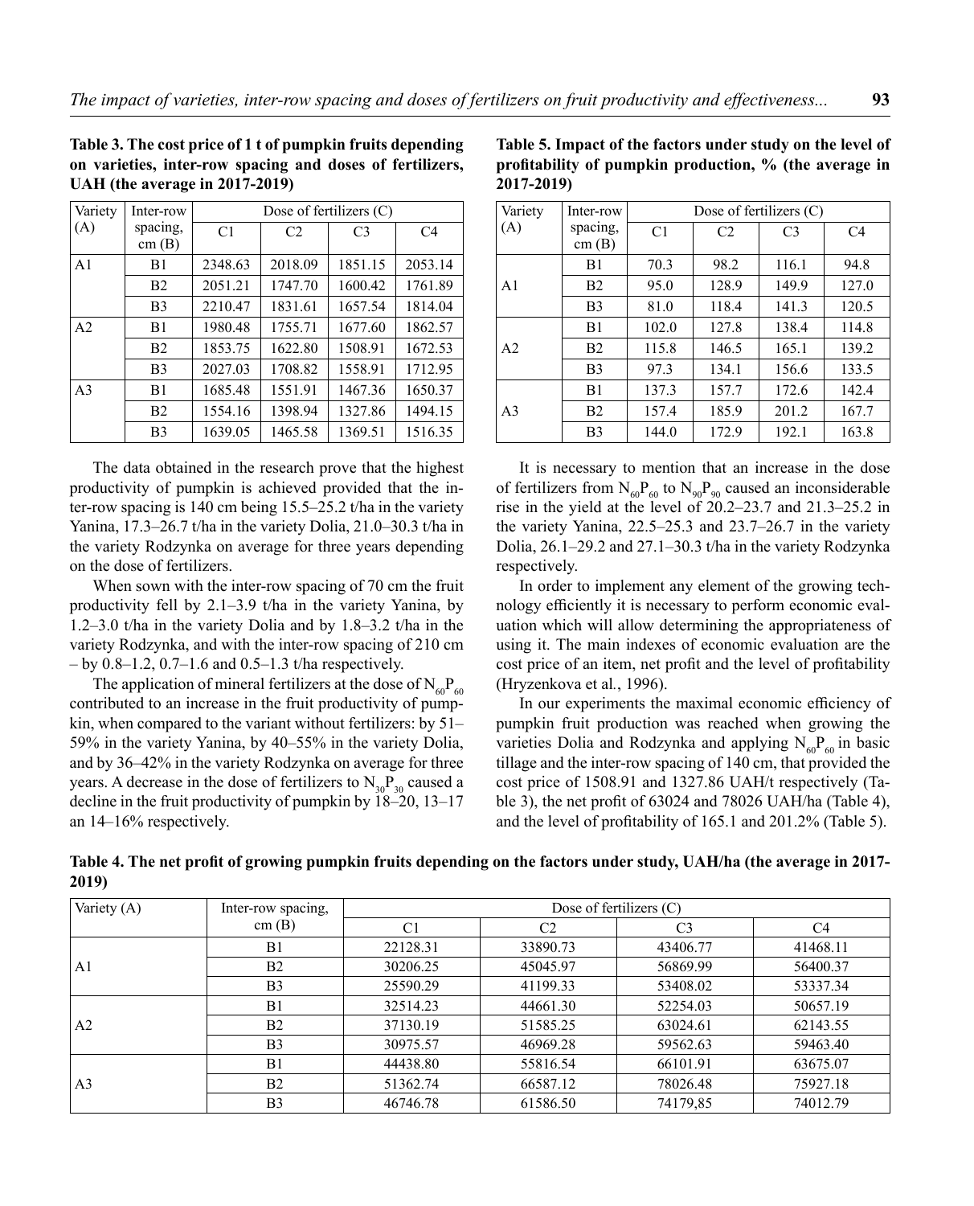**Table 3. The cost price of 1 t of pumpkin fruits depending on varieties, inter-row spacing and doses of fertilizers, UAH (the average in 2017-2019)**

| Variety (A) | Inter-row spacing, cm (B) | Dose of fertilizers (C) | | | |
|---|---|---|---|---|---|
| | | C1 | C2 | C3 | C4 |
| A1 | B1 | 2348.63 | 2018.09 | 1851.15 | 2053.14 |
| | B2 | 2051.21 | 1747.70 | 1600.42 | 1761.89 |
| | B3 | 2210.47 | 1831.61 | 1657.54 | 1814.04 |
| A2 | B1 | 1980.48 | 1755.71 | 1677.60 | 1862.57 |
| | B2 | 1853.75 | 1622.80 | 1508.91 | 1672.53 |
| | B3 | 2027.03 | 1708.82 | 1558.91 | 1712.95 |
| A3 | B1 | 1685.48 | 1551.91 | 1467.36 | 1650.37 |
| | B2 | 1554.16 | 1398.94 | 1327.86 | 1494.15 |
| | B3 | 1639.05 | 1465.58 | 1369.51 | 1516.35 |

The data obtained in the research prove that the highest productivity of pumpkin is achieved provided that the inter-row spacing is 140 cm being 15.5–25.2 t/ha in the variety Yanina, 17.3–26.7 t/ha in the variety Dolia, 21.0–30.3 t/ha in the variety Rodzynka on average for three years depending on the dose of fertilizers.

When sown with the inter-row spacing of 70 cm the fruit productivity fell by 2.1–3.9 t/ha in the variety Yanina, by 1.2–3.0 t/ha in the variety Dolia and by 1.8–3.2 t/ha in the variety Rodzynka, and with the inter-row spacing of 210 cm – by 0.8–1.2, 0.7–1.6 and 0.5–1.3 t/ha respectively.

The application of mineral fertilizers at the dose of $N_{60}P_{60}$ contributed to an increase in the fruit productivity of pumpkin, when compared to the variant without fertilizers: by 51–59% in the variety Yanina, by 40–55% in the variety Dolia, and by 36–42% in the variety Rodzynka on average for three years. A decrease in the dose of fertilizers to $N_{30}P_{30}$ caused a decline in the fruit productivity of pumpkin by 18–20, 13–17 an 14–16% respectively.

**Table 5. Impact of the factors under study on the level of profitability of pumpkin production, % (the average in 2017-2019)**

| Variety (A) | Inter-row spacing, cm (B) | Dose of fertilizers (C) | | | |
|---|---|---|---|---|---|
| | | C1 | C2 | C3 | C4 |
| A1 | B1 | 70.3 | 98.2 | 116.1 | 94.8 |
| | B2 | 95.0 | 128.9 | 149.9 | 127.0 |
| | B3 | 81.0 | 118.4 | 141.3 | 120.5 |
| A2 | B1 | 102.0 | 127.8 | 138.4 | 114.8 |
| | B2 | 115.8 | 146.5 | 165.1 | 139.2 |
| | B3 | 97.3 | 134.1 | 156.6 | 133.5 |
| A3 | B1 | 137.3 | 157.7 | 172.6 | 142.4 |
| | B2 | 157.4 | 185.9 | 201.2 | 167.7 |
| | B3 | 144.0 | 172.9 | 192.1 | 163.8 |

It is necessary to mention that an increase in the dose of fertilizers from $N_{60}P_{60}$ to $N_{90}P_{90}$ caused an inconsiderable rise in the yield at the level of 20.2–23.7 and 21.3–25.2 in the variety Yanina, 22.5–25.3 and 23.7–26.7 in the variety Dolia, 26.1–29.2 and 27.1–30.3 t/ha in the variety Rodzynka respectively.

In order to implement any element of the growing technology efficiently it is necessary to perform economic evaluation which will allow determining the appropriateness of using it. The main indexes of economic evaluation are the cost price of an item, net profit and the level of profitability (Hryzenkova et al*.*, 1996).

In our experiments the maximal economic efficiency of pumpkin fruit production was reached when growing the varieties Dolia and Rodzynka and applying $N_{60}P_{60}$ in basic tillage and the inter-row spacing of 140 cm, that provided the cost price of 1508.91 and 1327.86 UAH/t respectively (Table 3), the net profit of 63024 and 78026 UAH/ha (Table 4), and the level of profitability of 165.1 and 201.2% (Table 5).

**Table 4. The net profit of growing pumpkin fruits depending on the factors under study, UAH/ha (the average in 2017-2019)**

| Variety (A) | Inter-row spacing, cm (B) | Dose of fertilizers (C) | | | |
|---|---|---|---|---|---|
| | | C1 | C2 | C3 | C4 |
| A1 | B1 | 22128.31 | 33890.73 | 43406.77 | 41468.11 |
| | B2 | 30206.25 | 45045.97 | 56869.99 | 56400.37 |
| | B3 | 25590.29 | 41199.33 | 53408.02 | 53337.34 |
| A2 | B1 | 32514.23 | 44661.30 | 52254.03 | 50657.19 |
| | B2 | 37130.19 | 51585.25 | 63024.61 | 62143.55 |
| | B3 | 30975.57 | 46969.28 | 59562.63 | 59463.40 |
| A3 | B1 | 44438.80 | 55816.54 | 66101.91 | 63675.07 |
| | B2 | 51362.74 | 66587.12 | 78026.48 | 75927.18 |
| | B3 | 46746.78 | 61586.50 | 74179,85 | 74012.79 |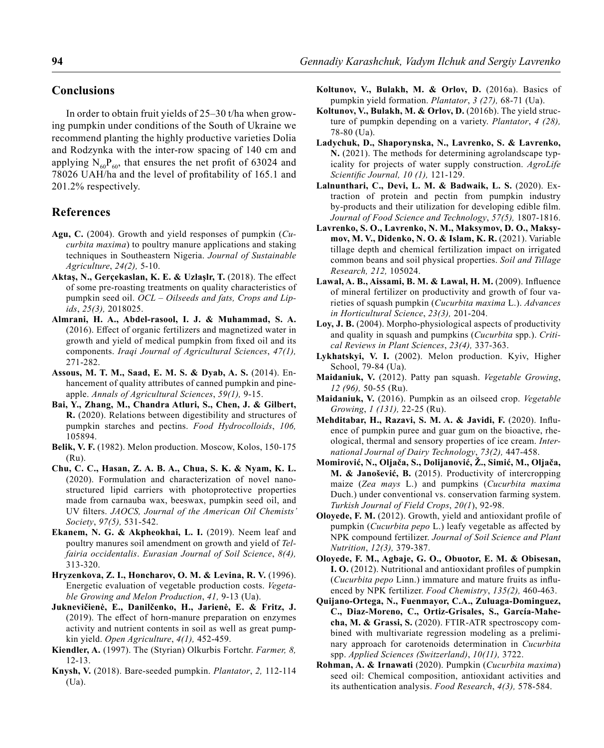## Conclusions

In order to obtain fruit yields of 25–30 t/ha when growing pumpkin under conditions of the South of Ukraine we recommend planting the highly productive varieties Dolia and Rodzynka with the inter-row spacing of 140 cm and applying $N_{60}P_{60}$, that ensures the net profit of 63024 and 78026 UAH/ha and the level of profitability of 165.1 and 201.2% respectively.

## References

**Agu, C.** (2004). Growth and yield responses of pumpkin (*Cucurbita maxima*) to poultry manure applications and staking techniques in Southeastern Nigeria. *Journal of Sustainable Agriculture*, *24(2),* 5-10.

**Aktaş, N., Gerçekaslan, K. E. & Uzlaşlr, T.** (2018). The effect of some pre-roasting treatments on quality characteristics of pumpkin seed oil. *OCL – Oilseeds and fats, Crops and Lipids*, *25(3),* 2018025.

**Almrani, H. A., Abdel-rasool, I. J. & Muhammad, S. A.** (2016). Effect of organic fertilizers and magnetized water in growth and yield of medical pumpkin from fixed oil and its components. *Iraqi Journal of Agricultural Sciences*, *47(1),* 271-282.

**Assous, M. T. M., Saad, E. M. S. & Dyab, A. S.** (2014). Enhancement of quality attributes of canned pumpkin and pineapple. *Annals of Agricultural Sciences*, *59(1),* 9-15.

**Bai, Y., Zhang, M., Chandra Atluri, S., Chen, J. & Gilbert, R.** (2020). Relations between digestibility and structures of pumpkin starches and pectins. *Food Hydrocolloids*, *106,* 105894.

**Belik, V. F.** (1982). Melon production. Moscow, Kolos, 150-175 (Ru).

**Chu, C. C., Hasan, Z. A. B. A., Chua, S. K. & Nyam, K. L.** (2020). Formulation and characterization of novel nanostructured lipid carriers with photoprotective properties made from carnauba wax, beeswax, pumpkin seed oil, and UV filters. *JAOCS, Journal of the American Oil Chemists' Society*, *97(5),* 531-542.

**Ekanem, N. G. & Akpheokhai, L. I.** (2019). Neem leaf and poultry manures soil amendment on growth and yield of *Telfairia occidentalis*. *Eurasian Journal of Soil Science*, *8(4),* 313-320.

**Hryzenkova, Z. I., Honcharov, O. M. & Levina, R. V.** (1996). Energetic evaluation of vegetable production costs. *Vegetable Growing and Melon Production*, *41,* 9-13 (Ua).

**Juknevičienė, E., Danilčenko, H., Jarienė, E. & Fritz, J.** (2019). The effect of horn-manure preparation on enzymes activity and nutrient contents in soil as well as great pumpkin yield. *Open Agriculture*, *4(1),* 452-459.

**Kiendler, A.** (1997). The (Styrian) Olkurbis Fortchr. *Farmer, 8,* 12-13.

**Knysh, V.** (2018). Bare-seeded pumpkin. *Plantator*, *2,* 112-114 (Ua).

**Koltunov, V., Bulakh, M. & Orlov, D.** (2016a). Basics of pumpkin yield formation. *Plantator*, *3 (27),* 68-71 (Ua).

**Koltunov, V., Bulakh, M. & Orlov, D.** (2016b). The yield structure of pumpkin depending on a variety. *Plantator*, *4 (28),* 78-80 (Ua).

**Ladychuk, D., Shaporynska, N., Lavrenko, S. & Lavrenko, N.** (2021). The methods for determining agrolandscape typicality for projects of water supply construction. *AgroLife Scientific Journal, 10 (1),* 121-129.

**Lalnunthari, C., Devi, L. M. & Badwaik, L. S.** (2020). Extraction of protein and pectin from pumpkin industry by-products and their utilization for developing edible film. *Journal of Food Science and Technology*, *57(5),* 1807-1816.

**Lavrenko, S. O., Lavrenko, N. M., Maksymov, D. O., Maksymov, M. V., Didenko, N. O. & Islam, K. R.** (2021). Variable tillage depth and chemical fertilization impact on irrigated common beans and soil physical properties. *Soil and Tillage Research, 212,* 105024.

**Lawal, A. B., Aissami, B. M. & Lawal, H. M.** (2009). Influence of mineral fertilizer on productivity and growth of four varieties of squash pumpkin (*Cucurbita maxima* L.). *Advances in Horticultural Science*, *23(3),* 201-204.

**Loy, J. B.** (2004). Morpho-physiological aspects of productivity and quality in squash and pumpkins (*Cucurbita* spp.). *Critical Reviews in Plant Sciences*, *23(4),* 337-363.

**Lykhatskyi, V. I.** (2002). Melon production. Kyiv, Higher School, 79-84 (Ua).

**Maidaniuk, V.** (2012). Patty pan squash. *Vegetable Growing*, *12 (96),* 50-55 (Ru).

**Maidaniuk, V.** (2016). Pumpkin as an oilseed crop. *Vegetable Growing*, *1 (131),* 22-25 (Ru).

**Mehditabar, H., Razavi, S. M. A. & Javidi, F.** (2020). Influence of pumpkin puree and guar gum on the bioactive, rheological, thermal and sensory properties of ice cream. *International Journal of Dairy Technology*, *73(2),* 447-458.

**Momirović, N., Oljača, S., Dolijanović, Ž., Simić, M., Oljača, M. & Janošević, B.** (2015). Productivity of intercropping maize (*Zea mays* L.) and pumpkins (*Cucurbita maxima* Duch.) under conventional vs. conservation farming system. *Turkish Journal of Field Crops*, *20(1*), 92-98.

**Oloyede, F. M.** (2012). Growth, yield and antioxidant profile of pumpkin (*Cucurbita pepo* L.) leafy vegetable as affected by NPK compound fertilizer. *Journal of Soil Science and Plant Nutrition*, *12(3),* 379-387.

**Oloyede, F. M., Agbaje, G. O., Obuotor, E. M. & Obisesan, I. O.** (2012). Nutritional and antioxidant profiles of pumpkin (*Cucurbita pepo* Linn.) immature and mature fruits as influenced by NPK fertilizer. *Food Chemistry*, *135(2),* 460-463.

**Quijano-Ortega, N., Fuenmayor, C.A., Zuluaga-Dominguez, C., Diaz-Moreno, C., Ortiz-Grisales, S., García-Mahecha, M. & Grassi, S.** (2020). FTIR-ATR spectroscopy combined with multivariate regression modeling as a preliminary approach for carotenoids determination in *Cucurbita* spp. *Applied Sciences (Switzerland)*, *10(11),* 3722.

**Rohman, A. & Irnawati** (2020). Pumpkin (*Cucurbita maxima*) seed oil: Chemical composition, antioxidant activities and its authentication analysis. *Food Research*, *4(3),* 578-584.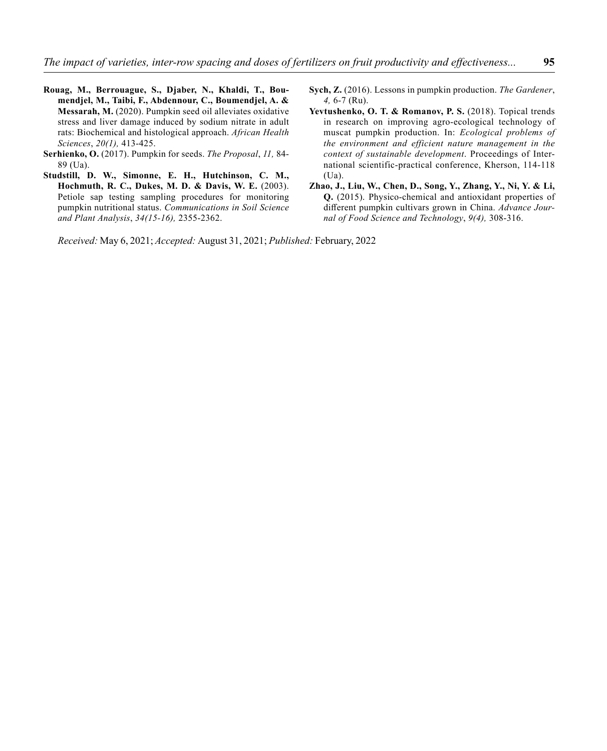**Rouag, M., Berrouague, S., Djaber, N., Khaldi, T., Boumendjel, M., Taibi, F., Abdennour, C., Boumendjel, A. & Messarah, M.** (2020). Pumpkin seed oil alleviates oxidative stress and liver damage induced by sodium nitrate in adult rats: Biochemical and histological approach. *African Health Sciences*, *20(1),* 413-425.

**Serhienko, O.** (2017). Pumpkin for seeds. *The Proposal*, *11,* 84-89 (Ua).

**Studstill, D. W., Simonne, E. H., Hutchinson, C. M., Hochmuth, R. C., Dukes, M. D. & Davis, W. E.** (2003). Petiole sap testing sampling procedures for monitoring pumpkin nutritional status. *Communications in Soil Science and Plant Analysis*, *34(15-16),* 2355-2362.

**Sych, Z.** (2016). Lessons in pumpkin production. *The Gardener*, *4,* 6-7 (Ru).

**Yevtushenko, O. T. & Romanov, P. S.** (2018). Topical trends in research on improving agro-ecological technology of muscat pumpkin production. In: *Ecological problems of the environment and efficient nature management in the context of sustainable development*. Proceedings of International scientific-practical conference, Kherson, 114-118 (Ua).

**Zhao, J., Liu, W., Chen, D., Song, Y., Zhang, Y., Ni, Y. & Li, Q.** (2015). Physico-chemical and antioxidant properties of different pumpkin cultivars grown in China. *Advance Journal of Food Science and Technology*, *9(4),* 308-316.

*Received:* May 6, 2021; *Accepted:* August 31, 2021; *Published:* February, 2022